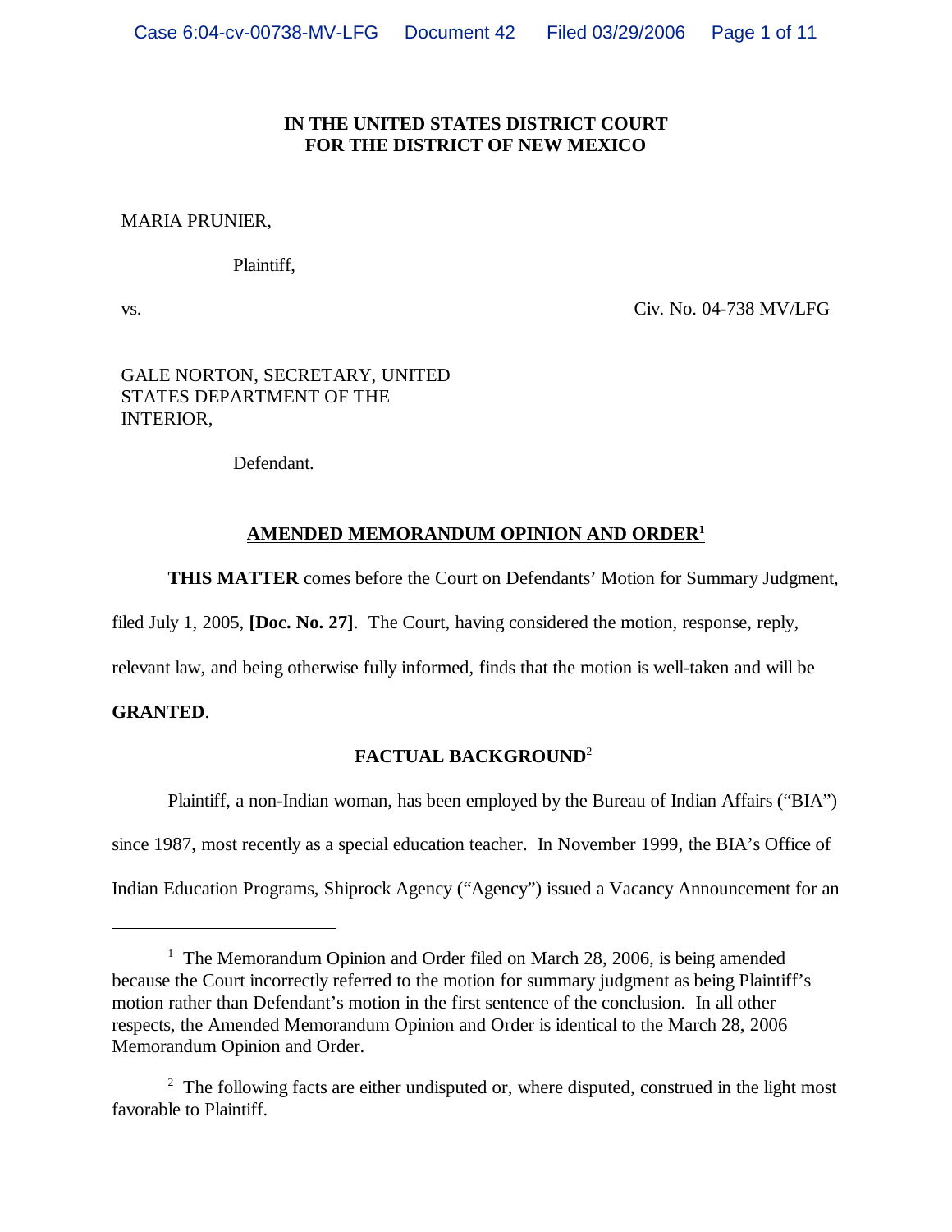**IN THE UNITED STATES DISTRICT COURT**
**FOR THE DISTRICT OF NEW MEXICO**

MARIA PRUNIER,

Plaintiff,

vs. Civ. No. 04-738 MV/LFG

GALE NORTON, SECRETARY, UNITED STATES DEPARTMENT OF THE INTERIOR,

Defendant.

## AMENDED MEMORANDUM OPINION AND ORDER[1]

**THIS MATTER** comes before the Court on Defendants' Motion for Summary Judgment, filed July 1, 2005, **[Doc. No. 27]**. The Court, having considered the motion, response, reply, relevant law, and being otherwise fully informed, finds that the motion is well-taken and will be **GRANTED**.

## FACTUAL BACKGROUND[2]

Plaintiff, a non-Indian woman, has been employed by the Bureau of Indian Affairs ("BIA") since 1987, most recently as a special education teacher. In November 1999, the BIA's Office of Indian Education Programs, Shiprock Agency ("Agency") issued a Vacancy Announcement for an

---

[1] The Memorandum Opinion and Order filed on March 28, 2006, is being amended because the Court incorrectly referred to the motion for summary judgment as being Plaintiff's motion rather than Defendant's motion in the first sentence of the conclusion. In all other respects, the Amended Memorandum Opinion and Order is identical to the March 28, 2006 Memorandum Opinion and Order.

[2] The following facts are either undisputed or, where disputed, construed in the light most favorable to Plaintiff.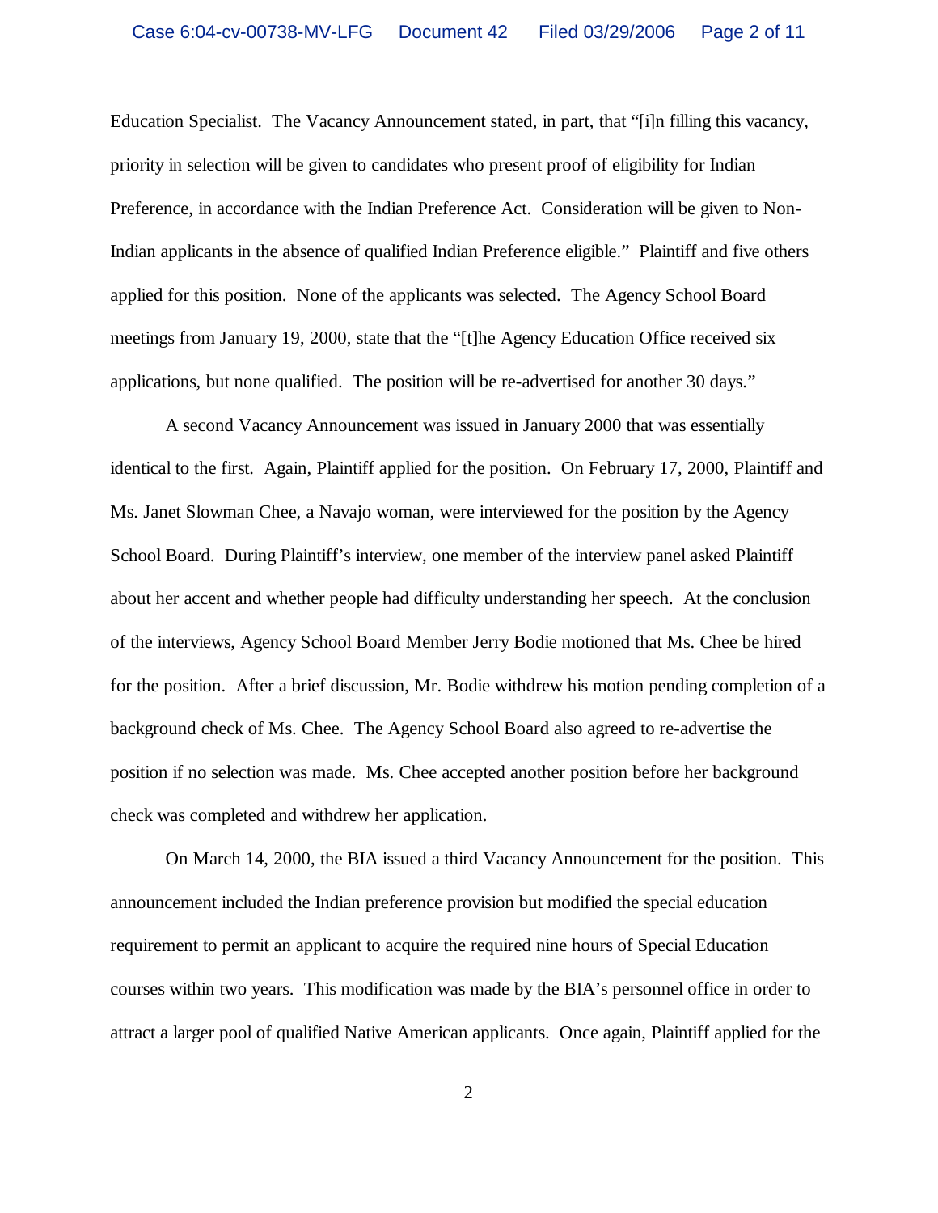Education Specialist. The Vacancy Announcement stated, in part, that "[i]n filling this vacancy, priority in selection will be given to candidates who present proof of eligibility for Indian Preference, in accordance with the Indian Preference Act. Consideration will be given to Non-Indian applicants in the absence of qualified Indian Preference eligible." Plaintiff and five others applied for this position. None of the applicants was selected. The Agency School Board meetings from January 19, 2000, state that the "[t]he Agency Education Office received six applications, but none qualified. The position will be re-advertised for another 30 days."

A second Vacancy Announcement was issued in January 2000 that was essentially identical to the first. Again, Plaintiff applied for the position. On February 17, 2000, Plaintiff and Ms. Janet Slowman Chee, a Navajo woman, were interviewed for the position by the Agency School Board. During Plaintiff's interview, one member of the interview panel asked Plaintiff about her accent and whether people had difficulty understanding her speech. At the conclusion of the interviews, Agency School Board Member Jerry Bodie motioned that Ms. Chee be hired for the position. After a brief discussion, Mr. Bodie withdrew his motion pending completion of a background check of Ms. Chee. The Agency School Board also agreed to re-advertise the position if no selection was made. Ms. Chee accepted another position before her background check was completed and withdrew her application.

On March 14, 2000, the BIA issued a third Vacancy Announcement for the position. This announcement included the Indian preference provision but modified the special education requirement to permit an applicant to acquire the required nine hours of Special Education courses within two years. This modification was made by the BIA's personnel office in order to attract a larger pool of qualified Native American applicants. Once again, Plaintiff applied for the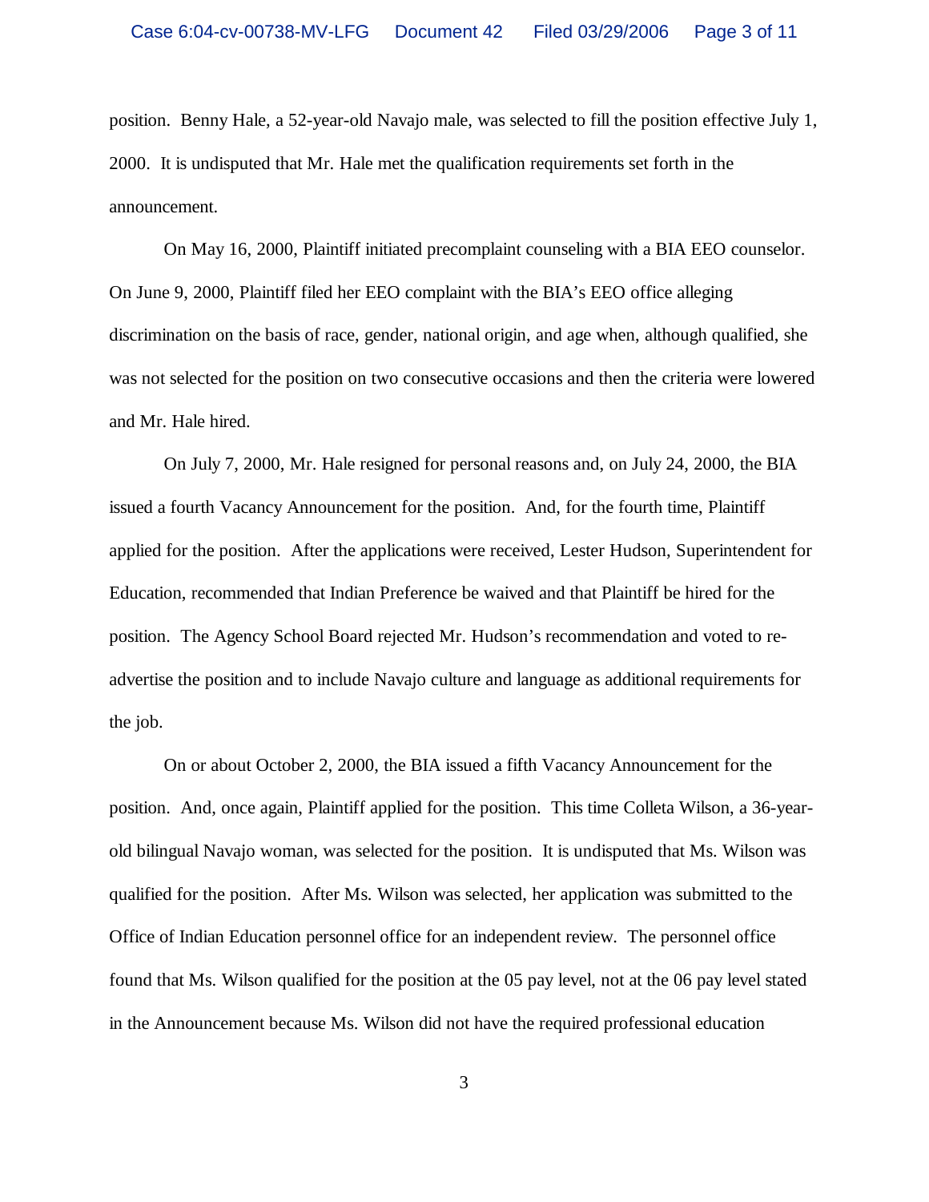position. Benny Hale, a 52-year-old Navajo male, was selected to fill the position effective July 1, 2000. It is undisputed that Mr. Hale met the qualification requirements set forth in the announcement.

On May 16, 2000, Plaintiff initiated precomplaint counseling with a BIA EEO counselor. On June 9, 2000, Plaintiff filed her EEO complaint with the BIA's EEO office alleging discrimination on the basis of race, gender, national origin, and age when, although qualified, she was not selected for the position on two consecutive occasions and then the criteria were lowered and Mr. Hale hired.

On July 7, 2000, Mr. Hale resigned for personal reasons and, on July 24, 2000, the BIA issued a fourth Vacancy Announcement for the position. And, for the fourth time, Plaintiff applied for the position. After the applications were received, Lester Hudson, Superintendent for Education, recommended that Indian Preference be waived and that Plaintiff be hired for the position. The Agency School Board rejected Mr. Hudson's recommendation and voted to re-advertise the position and to include Navajo culture and language as additional requirements for the job.

On or about October 2, 2000, the BIA issued a fifth Vacancy Announcement for the position. And, once again, Plaintiff applied for the position. This time Colleta Wilson, a 36-year-old bilingual Navajo woman, was selected for the position. It is undisputed that Ms. Wilson was qualified for the position. After Ms. Wilson was selected, her application was submitted to the Office of Indian Education personnel office for an independent review. The personnel office found that Ms. Wilson qualified for the position at the 05 pay level, not at the 06 pay level stated in the Announcement because Ms. Wilson did not have the required professional education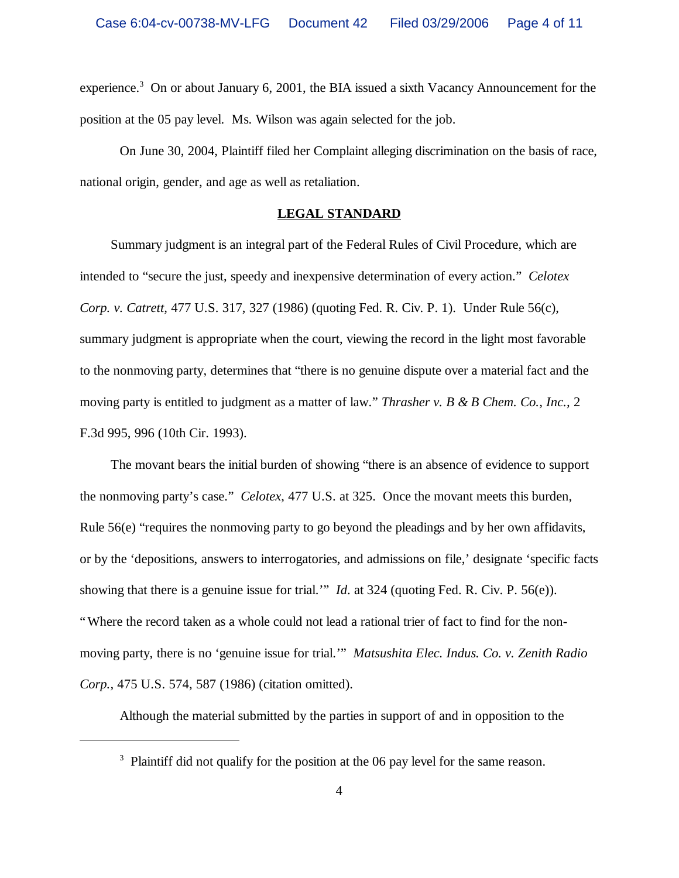experience.[3] On or about January 6, 2001, the BIA issued a sixth Vacancy Announcement for the position at the 05 pay level. Ms. Wilson was again selected for the job.

On June 30, 2004, Plaintiff filed her Complaint alleging discrimination on the basis of race, national origin, gender, and age as well as retaliation.

## LEGAL STANDARD

Summary judgment is an integral part of the Federal Rules of Civil Procedure, which are intended to "secure the just, speedy and inexpensive determination of every action." *Celotex Corp. v. Catrett*, 477 U.S. 317, 327 (1986) (quoting Fed. R. Civ. P. 1). Under Rule 56(c), summary judgment is appropriate when the court, viewing the record in the light most favorable to the nonmoving party, determines that "there is no genuine dispute over a material fact and the moving party is entitled to judgment as a matter of law." *Thrasher v. B & B Chem. Co., Inc.*, 2 F.3d 995, 996 (10th Cir. 1993).

The movant bears the initial burden of showing "there is an absence of evidence to support the nonmoving party's case." *Celotex*, 477 U.S. at 325. Once the movant meets this burden, Rule 56(e) "requires the nonmoving party to go beyond the pleadings and by her own affidavits, or by the 'depositions, answers to interrogatories, and admissions on file,' designate 'specific facts showing that there is a genuine issue for trial.'" *Id.* at 324 (quoting Fed. R. Civ. P. 56(e)). "Where the record taken as a whole could not lead a rational trier of fact to find for the non-moving party, there is no 'genuine issue for trial.'" *Matsushita Elec. Indus. Co. v. Zenith Radio Corp.*, 475 U.S. 574, 587 (1986) (citation omitted).

Although the material submitted by the parties in support of and in opposition to the

---

[3] Plaintiff did not qualify for the position at the 06 pay level for the same reason.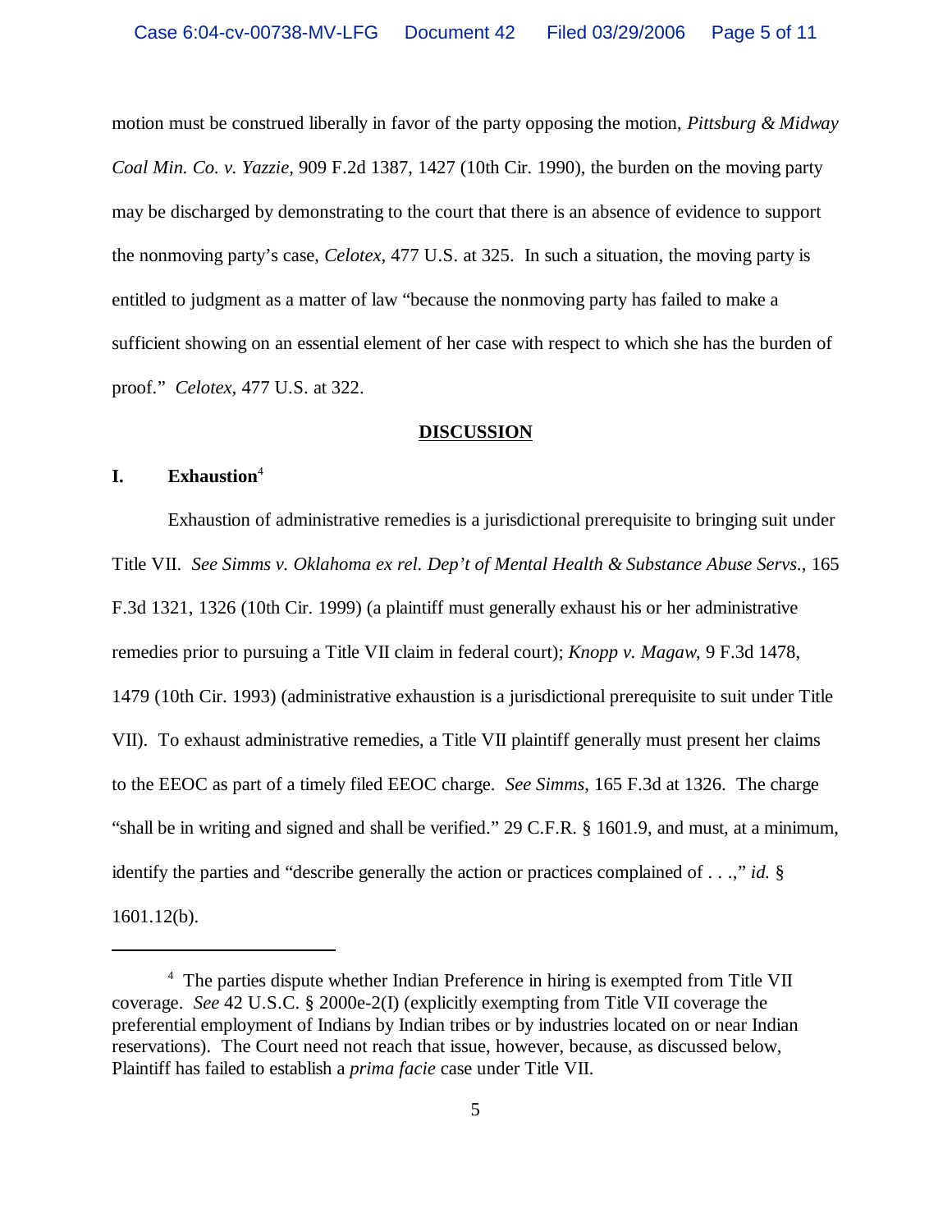motion must be construed liberally in favor of the party opposing the motion, *Pittsburg & Midway Coal Min. Co. v. Yazzie*, 909 F.2d 1387, 1427 (10th Cir. 1990), the burden on the moving party may be discharged by demonstrating to the court that there is an absence of evidence to support the nonmoving party's case, *Celotex*, 477 U.S. at 325. In such a situation, the moving party is entitled to judgment as a matter of law "because the nonmoving party has failed to make a sufficient showing on an essential element of her case with respect to which she has the burden of proof." *Celotex*, 477 U.S. at 322.

## DISCUSSION

### I. Exhaustion[4]

Exhaustion of administrative remedies is a jurisdictional prerequisite to bringing suit under Title VII. *See Simms v. Oklahoma ex rel. Dep't of Mental Health & Substance Abuse Servs.*, 165 F.3d 1321, 1326 (10th Cir. 1999) (a plaintiff must generally exhaust his or her administrative remedies prior to pursuing a Title VII claim in federal court); *Knopp v. Magaw*, 9 F.3d 1478, 1479 (10th Cir. 1993) (administrative exhaustion is a jurisdictional prerequisite to suit under Title VII). To exhaust administrative remedies, a Title VII plaintiff generally must present her claims to the EEOC as part of a timely filed EEOC charge. *See Simms*, 165 F.3d at 1326. The charge "shall be in writing and signed and shall be verified." 29 C.F.R. § 1601.9, and must, at a minimum, identify the parties and "describe generally the action or practices complained of . . .," *id.* § 1601.12(b).

---

[4] The parties dispute whether Indian Preference in hiring is exempted from Title VII coverage. *See* 42 U.S.C. § 2000e-2(I) (explicitly exempting from Title VII coverage the preferential employment of Indians by Indian tribes or by industries located on or near Indian reservations). The Court need not reach that issue, however, because, as discussed below, Plaintiff has failed to establish a *prima facie* case under Title VII.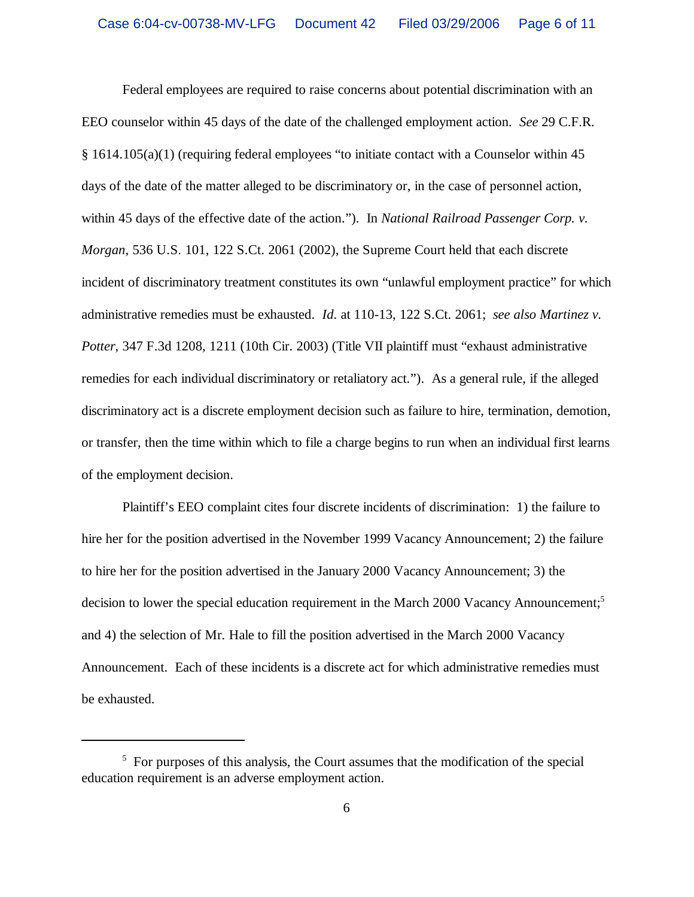Federal employees are required to raise concerns about potential discrimination with an EEO counselor within 45 days of the date of the challenged employment action. *See* 29 C.F.R. § 1614.105(a)(1) (requiring federal employees "to initiate contact with a Counselor within 45 days of the date of the matter alleged to be discriminatory or, in the case of personnel action, within 45 days of the effective date of the action."). In *National Railroad Passenger Corp. v. Morgan*, 536 U.S. 101, 122 S.Ct. 2061 (2002), the Supreme Court held that each discrete incident of discriminatory treatment constitutes its own "unlawful employment practice" for which administrative remedies must be exhausted. *Id*. at 110-13, 122 S.Ct. 2061; *see also Martinez v. Potter*, 347 F.3d 1208, 1211 (10th Cir. 2003) (Title VII plaintiff must "exhaust administrative remedies for each individual discriminatory or retaliatory act."). As a general rule, if the alleged discriminatory act is a discrete employment decision such as failure to hire, termination, demotion, or transfer, then the time within which to file a charge begins to run when an individual first learns of the employment decision.

Plaintiff's EEO complaint cites four discrete incidents of discrimination: 1) the failure to hire her for the position advertised in the November 1999 Vacancy Announcement; 2) the failure to hire her for the position advertised in the January 2000 Vacancy Announcement; 3) the decision to lower the special education requirement in the March 2000 Vacancy Announcement;[5] and 4) the selection of Mr. Hale to fill the position advertised in the March 2000 Vacancy Announcement. Each of these incidents is a discrete act for which administrative remedies must be exhausted.

[5] For purposes of this analysis, the Court assumes that the modification of the special education requirement is an adverse employment action.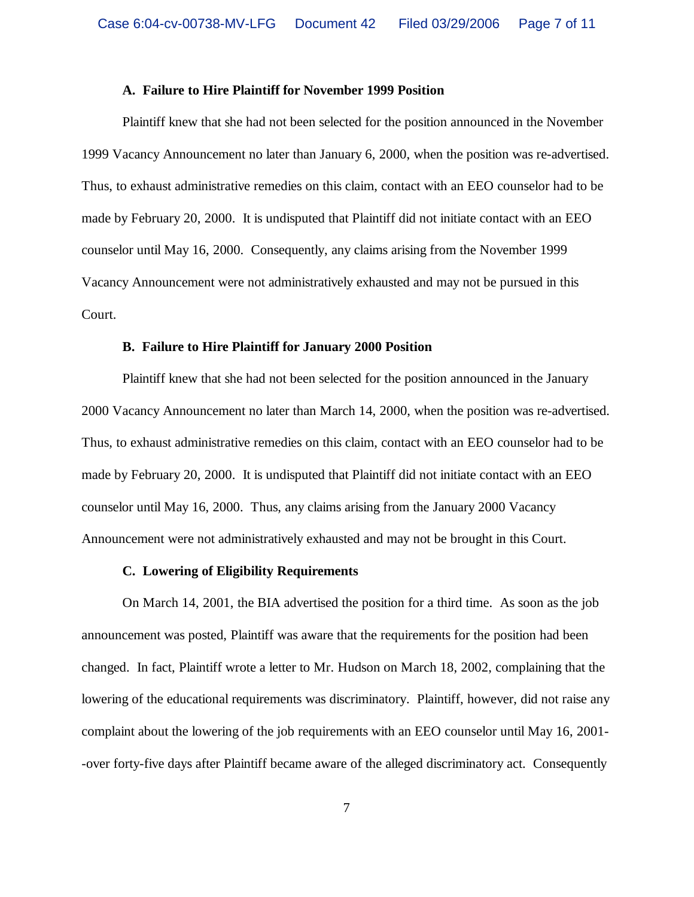**A. Failure to Hire Plaintiff for November 1999 Position**

Plaintiff knew that she had not been selected for the position announced in the November 1999 Vacancy Announcement no later than January 6, 2000, when the position was re-advertised. Thus, to exhaust administrative remedies on this claim, contact with an EEO counselor had to be made by February 20, 2000. It is undisputed that Plaintiff did not initiate contact with an EEO counselor until May 16, 2000. Consequently, any claims arising from the November 1999 Vacancy Announcement were not administratively exhausted and may not be pursued in this Court.

**B. Failure to Hire Plaintiff for January 2000 Position**

Plaintiff knew that she had not been selected for the position announced in the January 2000 Vacancy Announcement no later than March 14, 2000, when the position was re-advertised. Thus, to exhaust administrative remedies on this claim, contact with an EEO counselor had to be made by February 20, 2000. It is undisputed that Plaintiff did not initiate contact with an EEO counselor until May 16, 2000. Thus, any claims arising from the January 2000 Vacancy Announcement were not administratively exhausted and may not be brought in this Court.

**C. Lowering of Eligibility Requirements**

On March 14, 2001, the BIA advertised the position for a third time. As soon as the job announcement was posted, Plaintiff was aware that the requirements for the position had been changed. In fact, Plaintiff wrote a letter to Mr. Hudson on March 18, 2002, complaining that the lowering of the educational requirements was discriminatory. Plaintiff, however, did not raise any complaint about the lowering of the job requirements with an EEO counselor until May 16, 2001--over forty-five days after Plaintiff became aware of the alleged discriminatory act. Consequently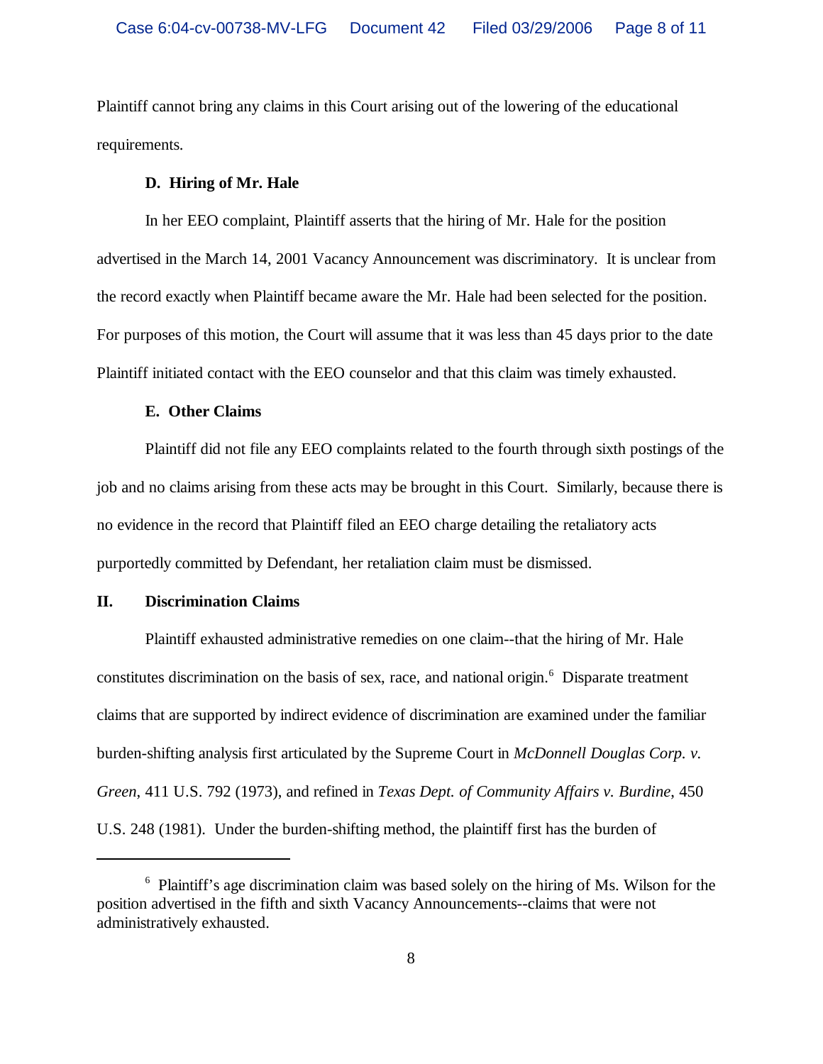Plaintiff cannot bring any claims in this Court arising out of the lowering of the educational requirements.

**D. Hiring of Mr. Hale**

In her EEO complaint, Plaintiff asserts that the hiring of Mr. Hale for the position advertised in the March 14, 2001 Vacancy Announcement was discriminatory. It is unclear from the record exactly when Plaintiff became aware the Mr. Hale had been selected for the position. For purposes of this motion, the Court will assume that it was less than 45 days prior to the date Plaintiff initiated contact with the EEO counselor and that this claim was timely exhausted.

**E. Other Claims**

Plaintiff did not file any EEO complaints related to the fourth through sixth postings of the job and no claims arising from these acts may be brought in this Court. Similarly, because there is no evidence in the record that Plaintiff filed an EEO charge detailing the retaliatory acts purportedly committed by Defendant, her retaliation claim must be dismissed.

## II. Discrimination Claims

Plaintiff exhausted administrative remedies on one claim--that the hiring of Mr. Hale constitutes discrimination on the basis of sex, race, and national origin.[6] Disparate treatment claims that are supported by indirect evidence of discrimination are examined under the familiar burden-shifting analysis first articulated by the Supreme Court in *McDonnell Douglas Corp. v. Green*, 411 U.S. 792 (1973), and refined in *Texas Dept. of Community Affairs v. Burdine*, 450 U.S. 248 (1981). Under the burden-shifting method, the plaintiff first has the burden of

---

[6] Plaintiff's age discrimination claim was based solely on the hiring of Ms. Wilson for the position advertised in the fifth and sixth Vacancy Announcements--claims that were not administratively exhausted.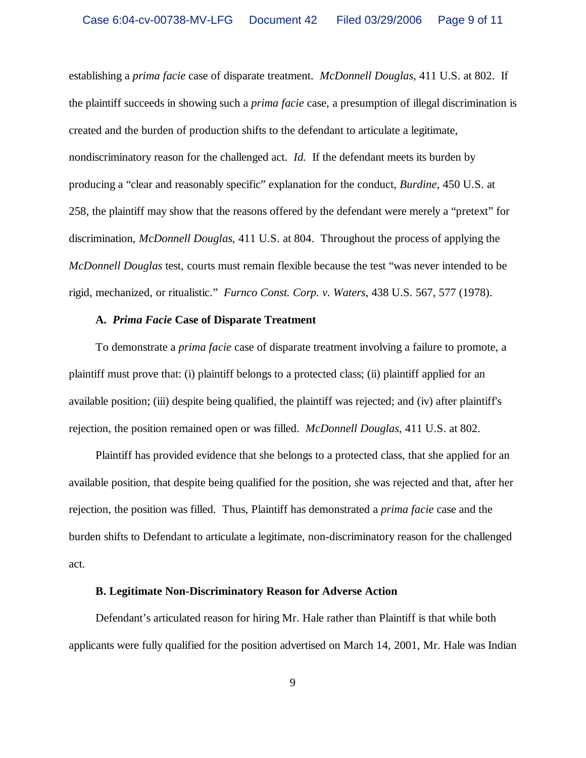establishing a *prima facie* case of disparate treatment. *McDonnell Douglas*, 411 U.S. at 802. If the plaintiff succeeds in showing such a *prima facie* case, a presumption of illegal discrimination is created and the burden of production shifts to the defendant to articulate a legitimate, nondiscriminatory reason for the challenged act. *Id.* If the defendant meets its burden by producing a "clear and reasonably specific" explanation for the conduct, *Burdine*, 450 U.S. at 258, the plaintiff may show that the reasons offered by the defendant were merely a "pretext" for discrimination, *McDonnell Douglas*, 411 U.S. at 804. Throughout the process of applying the *McDonnell Douglas* test, courts must remain flexible because the test "was never intended to be rigid, mechanized, or ritualistic." *Furnco Const. Corp. v. Waters*, 438 U.S. 567, 577 (1978).

### A. *Prima Facie* Case of Disparate Treatment

To demonstrate a *prima facie* case of disparate treatment involving a failure to promote, a plaintiff must prove that: (i) plaintiff belongs to a protected class; (ii) plaintiff applied for an available position; (iii) despite being qualified, the plaintiff was rejected; and (iv) after plaintiff's rejection, the position remained open or was filled. *McDonnell Douglas*, 411 U.S. at 802.

Plaintiff has provided evidence that she belongs to a protected class, that she applied for an available position, that despite being qualified for the position, she was rejected and that, after her rejection, the position was filled. Thus, Plaintiff has demonstrated a *prima facie* case and the burden shifts to Defendant to articulate a legitimate, non-discriminatory reason for the challenged act.

### B. Legitimate Non-Discriminatory Reason for Adverse Action

Defendant's articulated reason for hiring Mr. Hale rather than Plaintiff is that while both applicants were fully qualified for the position advertised on March 14, 2001, Mr. Hale was Indian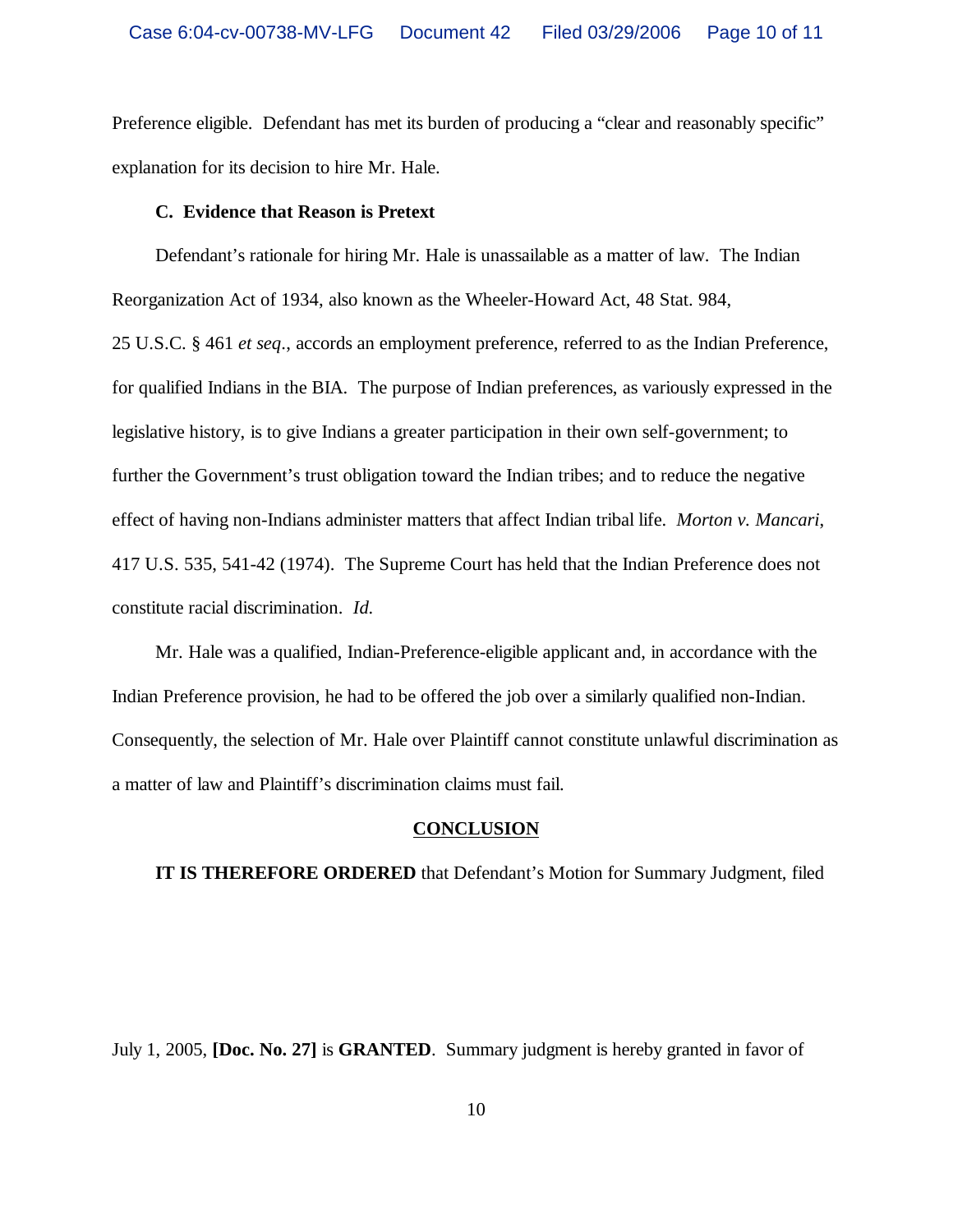Preference eligible. Defendant has met its burden of producing a "clear and reasonably specific" explanation for its decision to hire Mr. Hale.

**C. Evidence that Reason is Pretext**

Defendant's rationale for hiring Mr. Hale is unassailable as a matter of law. The Indian Reorganization Act of 1934, also known as the Wheeler-Howard Act, 48 Stat. 984, 25 U.S.C. § 461 *et seq.*, accords an employment preference, referred to as the Indian Preference, for qualified Indians in the BIA. The purpose of Indian preferences, as variously expressed in the legislative history, is to give Indians a greater participation in their own self-government; to further the Government's trust obligation toward the Indian tribes; and to reduce the negative effect of having non-Indians administer matters that affect Indian tribal life. *Morton v. Mancari*, 417 U.S. 535, 541-42 (1974). The Supreme Court has held that the Indian Preference does not constitute racial discrimination. *Id.*

Mr. Hale was a qualified, Indian-Preference-eligible applicant and, in accordance with the Indian Preference provision, he had to be offered the job over a similarly qualified non-Indian. Consequently, the selection of Mr. Hale over Plaintiff cannot constitute unlawful discrimination as a matter of law and Plaintiff's discrimination claims must fail.

## CONCLUSION

**IT IS THEREFORE ORDERED** that Defendant's Motion for Summary Judgment, filed July 1, 2005, **[Doc. No. 27]** is **GRANTED**. Summary judgment is hereby granted in favor of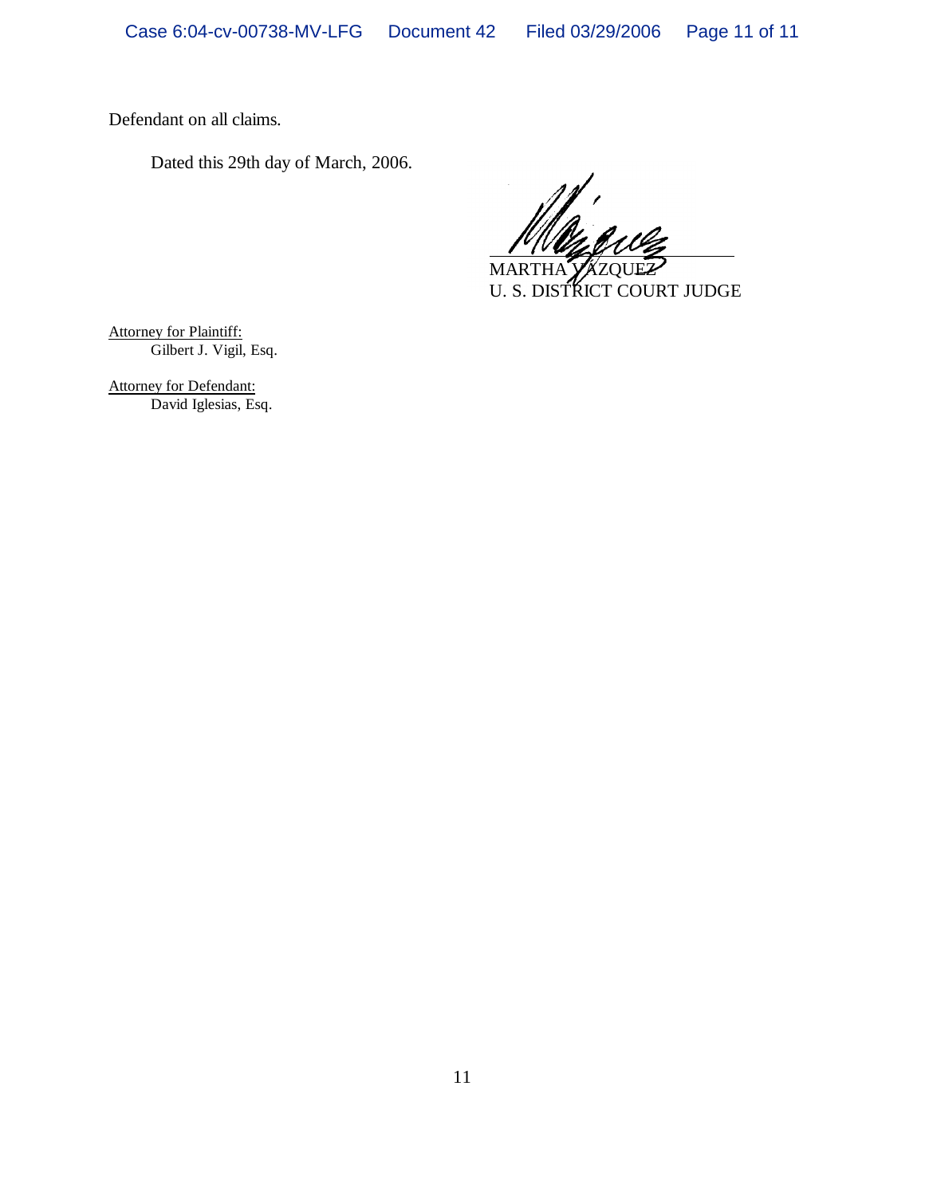Defendant on all claims.

Dated this 29th day of March, 2006.

MARTHA VÁZQUEZ
U. S. DISTRICT COURT JUDGE

Attorney for Plaintiff:
Gilbert J. Vigil, Esq.

Attorney for Defendant:
David Iglesias, Esq.